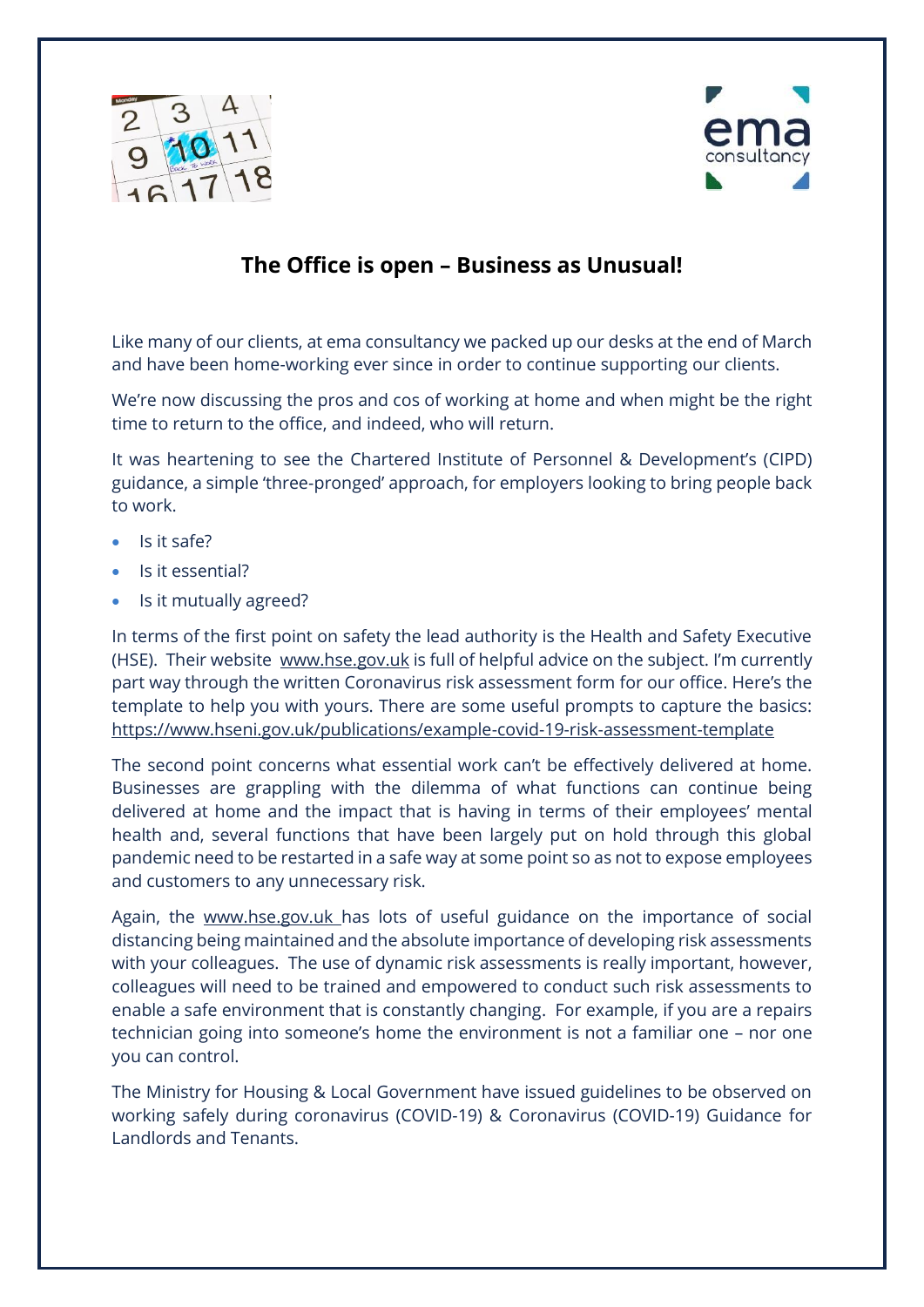# The Office is open – Business as Unusual!

Like many of our clients, at ema consultancy we packed up our desks at the end of March and have been home-working ever since in order to continue supporting our clients.

We're now discussing the pros and cos of working at home and when might be the right time to return to the office, and indeed, who will return.

It was heartening to see the Chartered Institute of Personnel & Development's (CIPD) guidance, a simple 'three-pronged' approach, for employers looking to bring people back to work.

- Is it safe?
- Is it essential?
- Is it mutually agreed?

In terms of the first point on safety the lead authority is the Health and Safety Executive (HSE). Their website www.hse.gov.uk is full of helpful advice on the subject. I'm currently part way through the written Coronavirus risk assessment form for our office. Here's the template to help you with yours. There are some useful prompts to capture the basics: https://www.hseni.gov.uk/publications/example-covid-19-risk-assessment-template

The second point concerns what essential work can't be effectively delivered at home. Businesses are grappling with the dilemma of what functions can continue being delivered at home and the impact that is having in terms of their employees' mental health and, several functions that have been largely put on hold through this global pandemic need to be restarted in a safe way at some point so as not to expose employees and customers to any unnecessary risk.

Again, the www.hse.gov.uk has lots of useful guidance on the importance of social distancing being maintained and the absolute importance of developing risk assessments with your colleagues. The use of dynamic risk assessments is really important, however, colleagues will need to be trained and empowered to conduct such risk assessments to enable a safe environment that is constantly changing. For example, if you are a repairs technician going into someone's home the environment is not a familiar one – nor one you can control.

The Ministry for Housing & Local Government have issued guidelines to be observed on working safely during coronavirus (COVID-19) & Coronavirus (COVID-19) Guidance for Landlords and Tenants.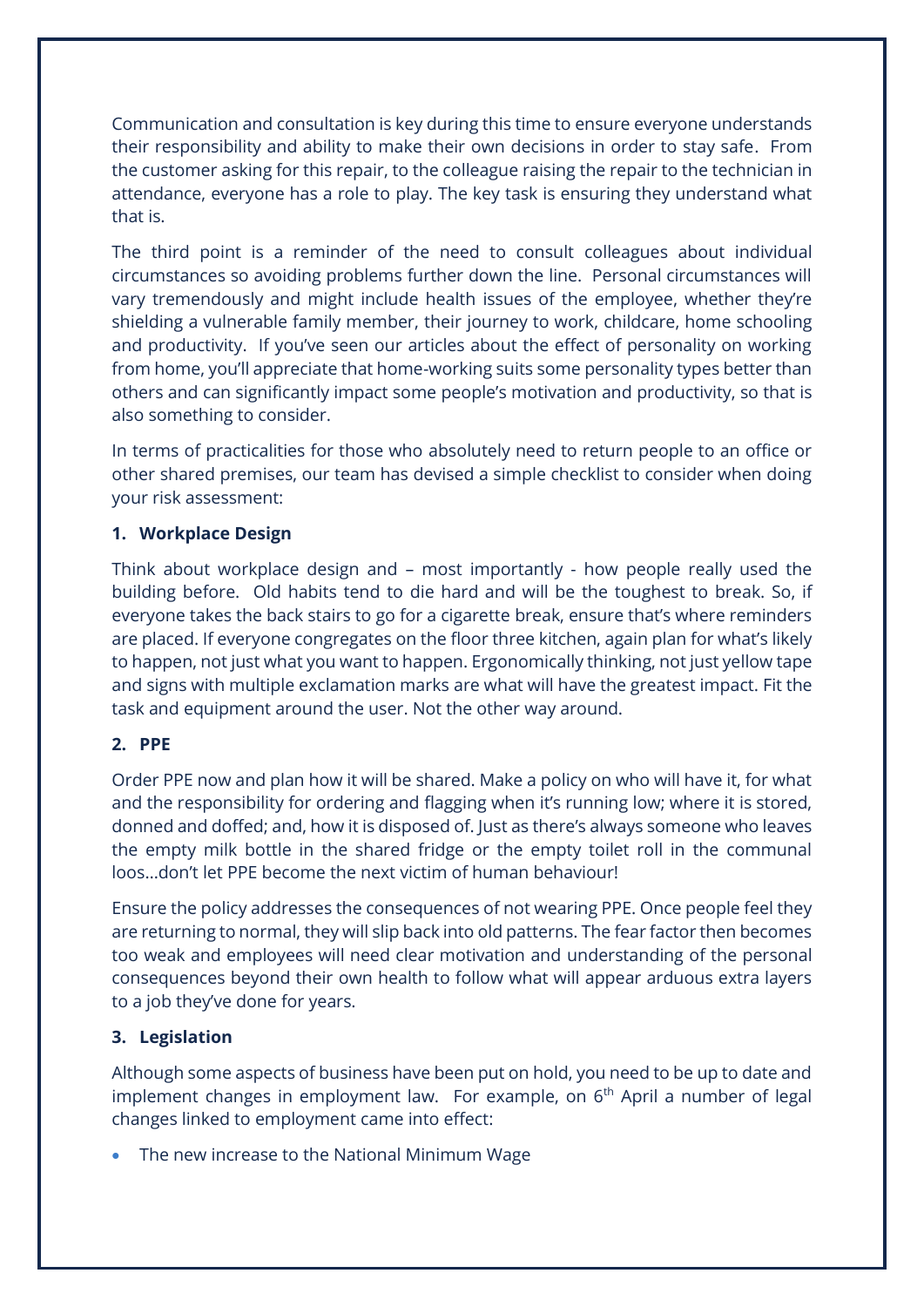Communication and consultation is key during this time to ensure everyone understands their responsibility and ability to make their own decisions in order to stay safe. From the customer asking for this repair, to the colleague raising the repair to the technician in attendance, everyone has a role to play. The key task is ensuring they understand what that is.

The third point is a reminder of the need to consult colleagues about individual circumstances so avoiding problems further down the line. Personal circumstances will vary tremendously and might include health issues of the employee, whether they're shielding a vulnerable family member, their journey to work, childcare, home schooling and productivity. If you've seen our articles about the effect of personality on working from home, you'll appreciate that home-working suits some personality types better than others and can significantly impact some people's motivation and productivity, so that is also something to consider.

In terms of practicalities for those who absolutely need to return people to an office or other shared premises, our team has devised a simple checklist to consider when doing your risk assessment:

**1. Workplace Design**

Think about workplace design and – most importantly - how people really used the building before. Old habits tend to die hard and will be the toughest to break. So, if everyone takes the back stairs to go for a cigarette break, ensure that's where reminders are placed. If everyone congregates on the floor three kitchen, again plan for what's likely to happen, not just what you want to happen. Ergonomically thinking, not just yellow tape and signs with multiple exclamation marks are what will have the greatest impact. Fit the task and equipment around the user. Not the other way around.

**2. PPE**

Order PPE now and plan how it will be shared. Make a policy on who will have it, for what and the responsibility for ordering and flagging when it's running low; where it is stored, donned and doffed; and, how it is disposed of. Just as there's always someone who leaves the empty milk bottle in the shared fridge or the empty toilet roll in the communal loos…don't let PPE become the next victim of human behaviour!

Ensure the policy addresses the consequences of not wearing PPE. Once people feel they are returning to normal, they will slip back into old patterns. The fear factor then becomes too weak and employees will need clear motivation and understanding of the personal consequences beyond their own health to follow what will appear arduous extra layers to a job they've done for years.

**3. Legislation**

Although some aspects of business have been put on hold, you need to be up to date and implement changes in employment law. For example, on 6th April a number of legal changes linked to employment came into effect:

- The new increase to the National Minimum Wage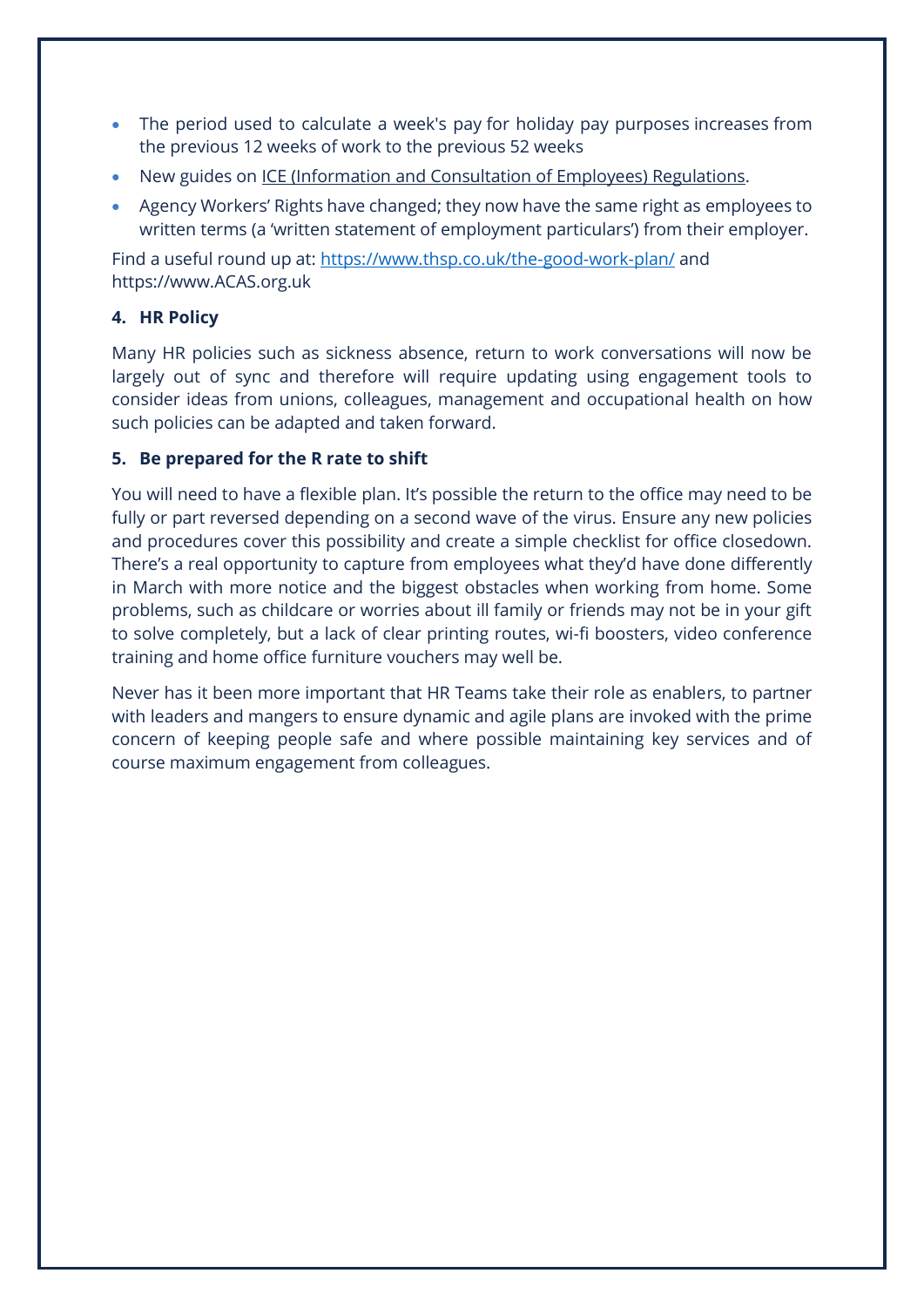- The period used to calculate a week's pay for holiday pay purposes increases from the previous 12 weeks of work to the previous 52 weeks
- New guides on ICE (Information and Consultation of Employees) Regulations.
- Agency Workers' Rights have changed; they now have the same right as employees to written terms (a 'written statement of employment particulars') from their employer.

Find a useful round up at: https://www.thsp.co.uk/the-good-work-plan/ and https://www.ACAS.org.uk

**4. HR Policy**

Many HR policies such as sickness absence, return to work conversations will now be largely out of sync and therefore will require updating using engagement tools to consider ideas from unions, colleagues, management and occupational health on how such policies can be adapted and taken forward.

**5. Be prepared for the R rate to shift**

You will need to have a flexible plan. It's possible the return to the office may need to be fully or part reversed depending on a second wave of the virus. Ensure any new policies and procedures cover this possibility and create a simple checklist for office closedown. There's a real opportunity to capture from employees what they'd have done differently in March with more notice and the biggest obstacles when working from home. Some problems, such as childcare or worries about ill family or friends may not be in your gift to solve completely, but a lack of clear printing routes, wi-fi boosters, video conference training and home office furniture vouchers may well be.

Never has it been more important that HR Teams take their role as enablers, to partner with leaders and mangers to ensure dynamic and agile plans are invoked with the prime concern of keeping people safe and where possible maintaining key services and of course maximum engagement from colleagues.